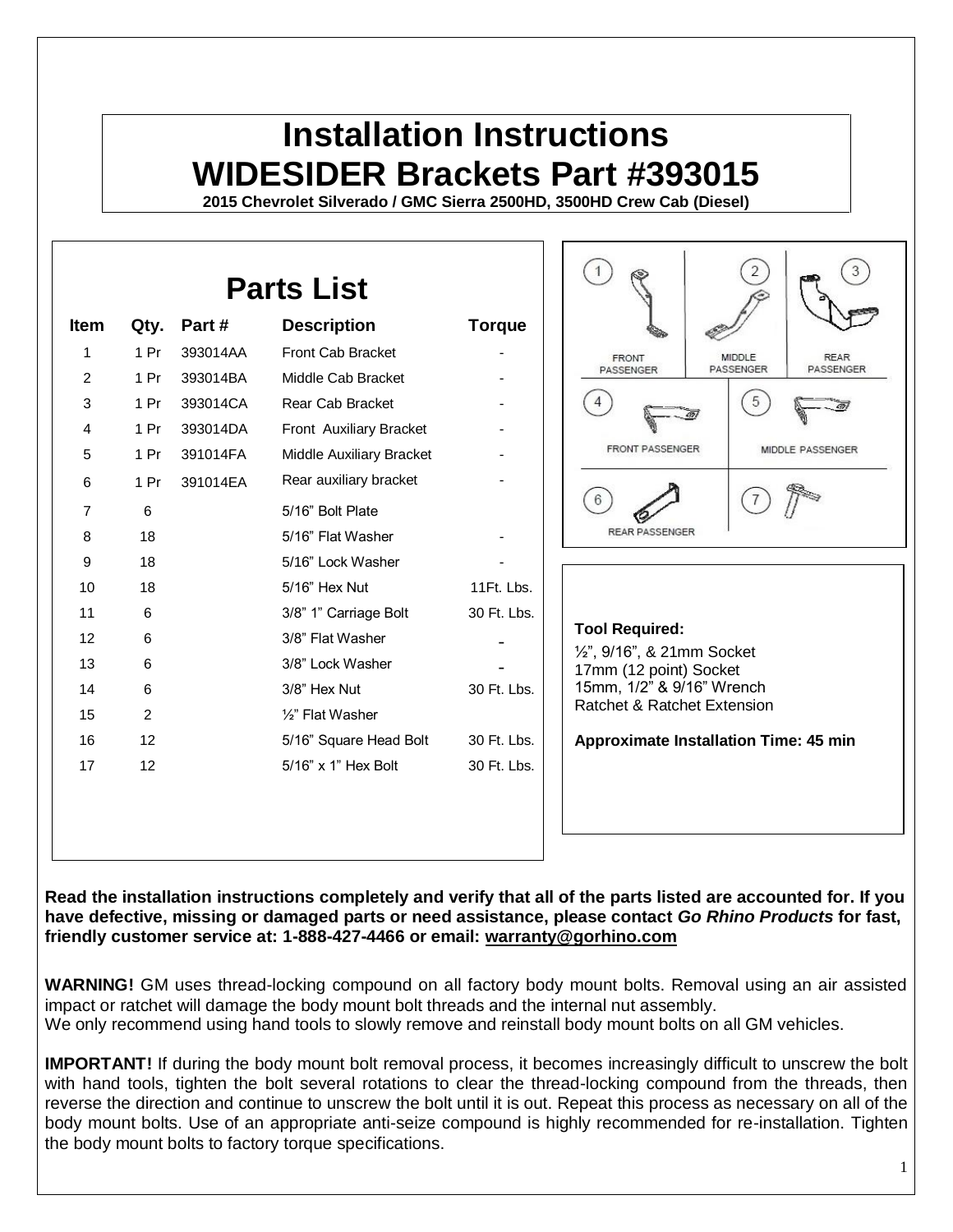# Installation Instructions
# WIDESIDER Brackets Part #393015

**2015 Chevrolet Silverado / GMC Sierra 2500HD, 3500HD Crew Cab (Diesel)**

## Parts List

| Item | Qty. | Part # | Description | Torque |
|---|---|---|---|---|
| 1 | 1 Pr | 393014AA | Front Cab Bracket | - |
| 2 | 1 Pr | 393014BA | Middle Cab Bracket | - |
| 3 | 1 Pr | 393014CA | Rear Cab Bracket | - |
| 4 | 1 Pr | 393014DA | Front Auxiliary Bracket | - |
| 5 | 1 Pr | 391014FA | Middle Auxiliary Bracket | - |
| 6 | 1 Pr | 391014EA | Rear auxiliary bracket | - |
| 7 | 6 | | 5/16" Bolt Plate | |
| 8 | 18 | | 5/16" Flat Washer | - |
| 9 | 18 | | 5/16" Lock Washer | - |
| 10 | 18 | | 5/16" Hex Nut | 11Ft. Lbs. |
| 11 | 6 | | 3/8" 1" Carriage Bolt | 30 Ft. Lbs. |
| 12 | 6 | | 3/8" Flat Washer | - |
| 13 | 6 | | 3/8" Lock Washer | - |
| 14 | 6 | | 3/8" Hex Nut | 30 Ft. Lbs. |
| 15 | 2 | | ½" Flat Washer | |
| 16 | 12 | | 5/16" Square Head Bolt | 30 Ft. Lbs. |
| 17 | 12 | | 5/16" x 1" Hex Bolt | 30 Ft. Lbs. |

1 FRONT PASSENGER | 2 MIDDLE PASSENGER | 3 REAR PASSENGER

4 FRONT PASSENGER | 5 MIDDLE PASSENGER

6 REAR PASSENGER | 7

**Tool Required:**

½", 9/16", & 21mm Socket
17mm (12 point) Socket
15mm, 1/2" & 9/16" Wrench
Ratchet & Ratchet Extension

**Approximate Installation Time: 45 min**

**Read the installation instructions completely and verify that all of the parts listed are accounted for. If you have defective, missing or damaged parts or need assistance, please contact *Go Rhino Products* for fast, friendly customer service at: 1-888-427-4466 or email: warranty@gorhino.com**

**WARNING!** GM uses thread-locking compound on all factory body mount bolts. Removal using an air assisted impact or ratchet will damage the body mount bolt threads and the internal nut assembly.
We only recommend using hand tools to slowly remove and reinstall body mount bolts on all GM vehicles.

**IMPORTANT!** If during the body mount bolt removal process, it becomes increasingly difficult to unscrew the bolt with hand tools, tighten the bolt several rotations to clear the thread-locking compound from the threads, then reverse the direction and continue to unscrew the bolt until it is out. Repeat this process as necessary on all of the body mount bolts. Use of an appropriate anti-seize compound is highly recommended for re-installation. Tighten the body mount bolts to factory torque specifications.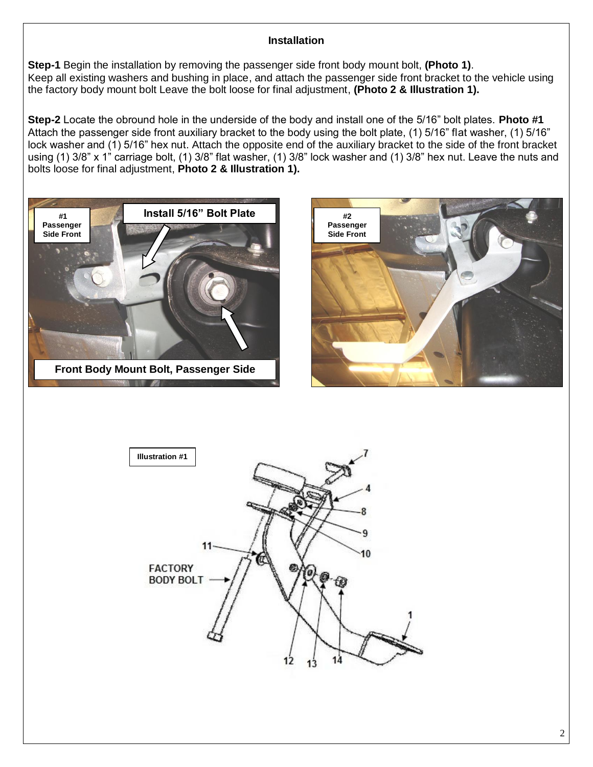**Installation**

**Step-1** Begin the installation by removing the passenger side front body mount bolt, **(Photo 1)**.
Keep all existing washers and bushing in place, and attach the passenger side front bracket to the vehicle using the factory body mount bolt Leave the bolt loose for final adjustment, **(Photo 2 & Illustration 1).**

**Step-2** Locate the obround hole in the underside of the body and install one of the 5/16" bolt plates. **Photo #1** Attach the passenger side front auxiliary bracket to the body using the bolt plate, (1) 5/16" flat washer, (1) 5/16" lock washer and (1) 5/16" hex nut. Attach the opposite end of the auxiliary bracket to the side of the front bracket using (1) 3/8" x 1" carriage bolt, (1) 3/8" flat washer, (1) 3/8" lock washer and (1) 3/8" hex nut. Leave the nuts and bolts loose for final adjustment, **Photo 2 & Illustration 1).**

#1 Passenger Side Front

Install 5/16" Bolt Plate

Front Body Mount Bolt, Passenger Side

#2 Passenger Side Front

Illustration #1

FACTORY BODY BOLT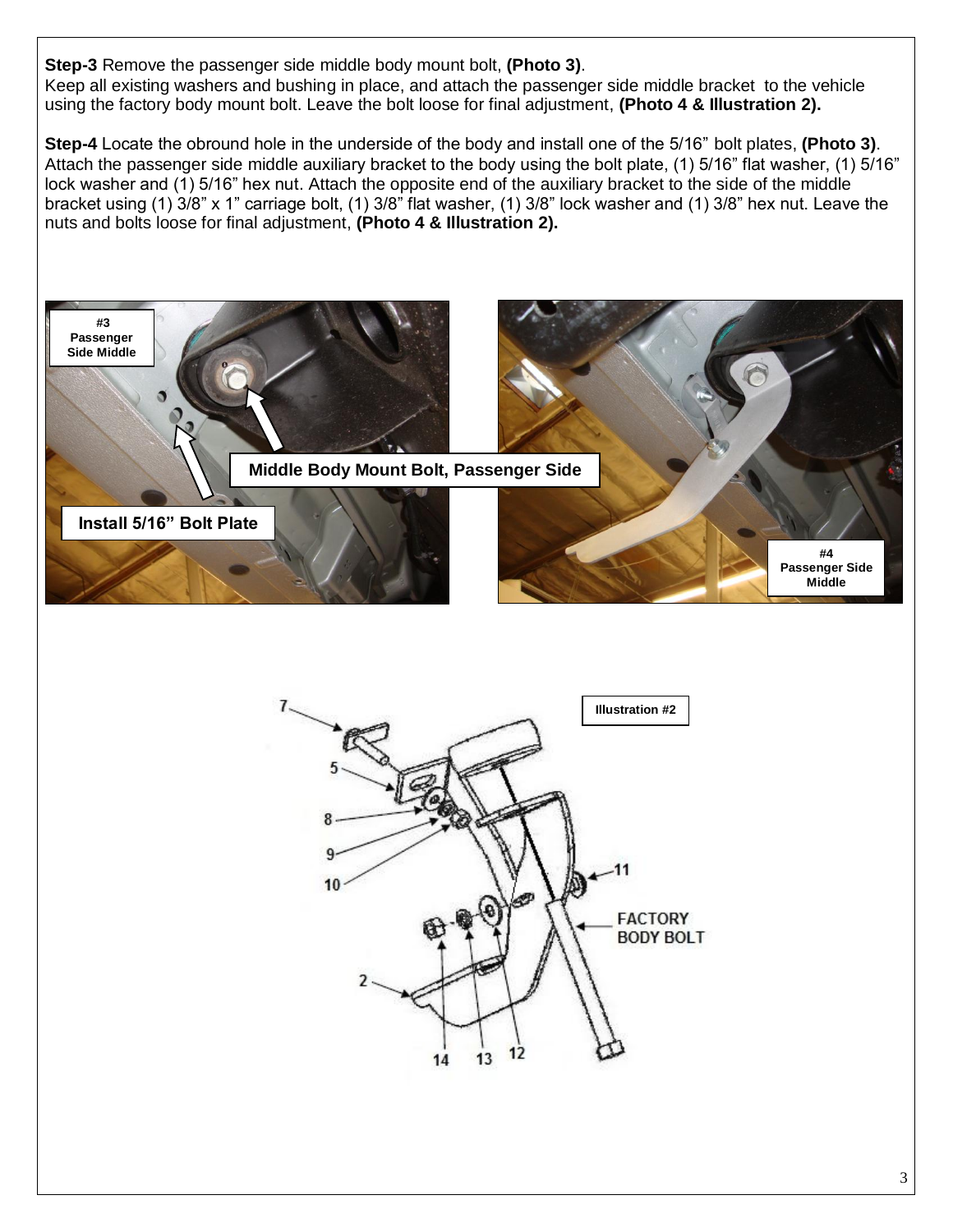**Step-3** Remove the passenger side middle body mount bolt, **(Photo 3)**.
Keep all existing washers and bushing in place, and attach the passenger side middle bracket to the vehicle using the factory body mount bolt. Leave the bolt loose for final adjustment, **(Photo 4 & Illustration 2).**

**Step-4** Locate the obround hole in the underside of the body and install one of the 5/16" bolt plates, **(Photo 3)**. Attach the passenger side middle auxiliary bracket to the body using the bolt plate, (1) 5/16" flat washer, (1) 5/16" lock washer and (1) 5/16" hex nut. Attach the opposite end of the auxiliary bracket to the side of the middle bracket using (1) 3/8" x 1" carriage bolt, (1) 3/8" flat washer, (1) 3/8" lock washer and (1) 3/8" hex nut. Leave the nuts and bolts loose for final adjustment, **(Photo 4 & Illustration 2).**

**#3 Passenger Side Middle**

Install 5/16" Bolt Plate

Middle Body Mount Bolt, Passenger Side

**#4 Passenger Side Middle**

**Illustration #2**

FACTORY BODY BOLT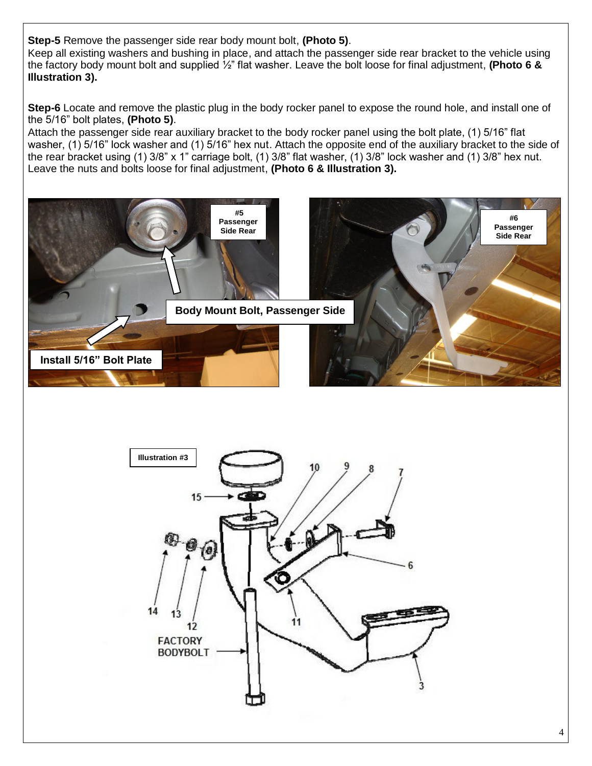**Step-5** Remove the passenger side rear body mount bolt, **(Photo 5)**.
Keep all existing washers and bushing in place, and attach the passenger side rear bracket to the vehicle using the factory body mount bolt and supplied ½" flat washer. Leave the bolt loose for final adjustment, **(Photo 6 & Illustration 3).**

**Step-6** Locate and remove the plastic plug in the body rocker panel to expose the round hole, and install one of the 5/16" bolt plates, **(Photo 5)**.
Attach the passenger side rear auxiliary bracket to the body rocker panel using the bolt plate, (1) 5/16" flat washer, (1) 5/16" lock washer and (1) 5/16" hex nut. Attach the opposite end of the auxiliary bracket to the side of the rear bracket using (1) 3/8" x 1" carriage bolt, (1) 3/8" flat washer, (1) 3/8" lock washer and (1) 3/8" hex nut. Leave the nuts and bolts loose for final adjustment, **(Photo 6 & Illustration 3).**

**#5 Passenger Side Rear**

Body Mount Bolt, Passenger Side

Install 5/16" Bolt Plate

**#6 Passenger Side Rear**

**Illustration #3**

FACTORY BODYBOLT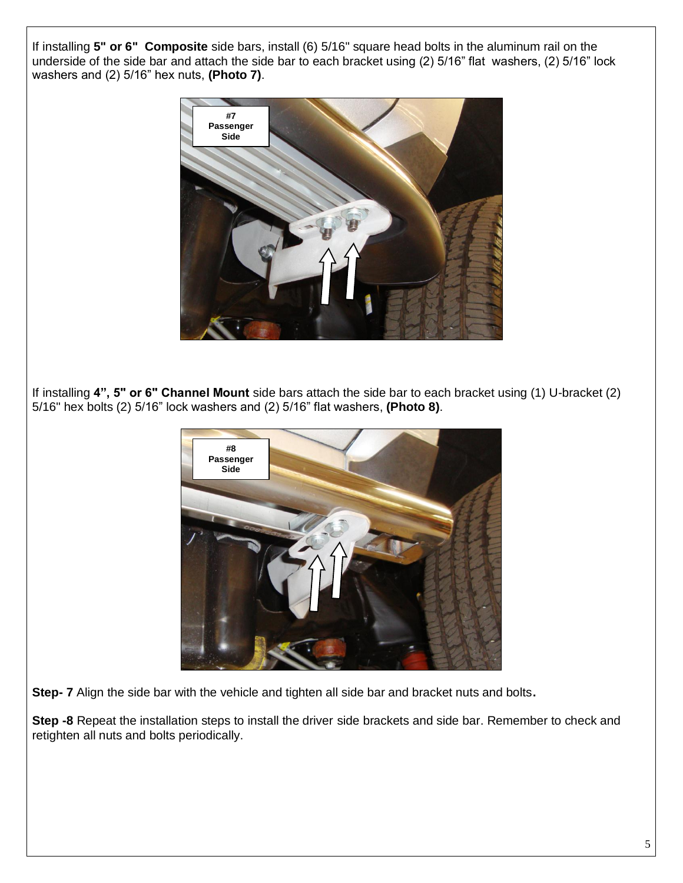If installing **5" or 6"  Composite** side bars, install (6) 5/16" square head bolts in the aluminum rail on the underside of the side bar and attach the side bar to each bracket using (2) 5/16" flat  washers, (2) 5/16" lock washers and (2) 5/16" hex nuts, **(Photo 7)**.

#7
Passenger
Side

If installing **4", 5" or 6" Channel Mount** side bars attach the side bar to each bracket using (1) U-bracket (2) 5/16" hex bolts (2) 5/16" lock washers and (2) 5/16" flat washers, **(Photo 8)**.

#8
Passenger
Side

**Step- 7** Align the side bar with the vehicle and tighten all side bar and bracket nuts and bolts**.**

**Step -8** Repeat the installation steps to install the driver side brackets and side bar. Remember to check and retighten all nuts and bolts periodically.